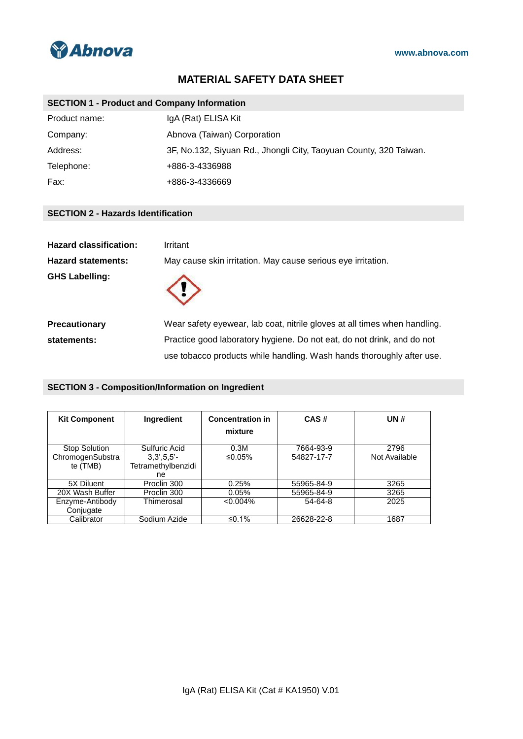# MATERIAL SAFETY DATA SHEET

## SECTION 1 - Product and Company Information

| | |
|---|---|
| Product name: | IgA (Rat) ELISA Kit |
| Company: | Abnova (Taiwan) Corporation |
| Address: | 3F, No.132, Siyuan Rd., Jhongli City, Taoyuan County, 320 Taiwan. |
| Telephone: | +886-3-4336988 |
| Fax: | +886-3-4336669 |

## SECTION 2 - Hazards Identification

**Hazard classification:** Irritant

**Hazard statements:** May cause skin irritation. May cause serious eye irritation.

**GHS Labelling:**

**Precautionary statements:** Wear safety eyewear, lab coat, nitrile gloves at all times when handling. Practice good laboratory hygiene. Do not eat, do not drink, and do not use tobacco products while handling. Wash hands thoroughly after use.

## SECTION 3 - Composition/Information on Ingredient

| Kit Component | Ingredient | Concentration in mixture | CAS # | UN # |
|---|---|---|---|---|
| Stop Solution | Sulfuric Acid | 0.3M | 7664-93-9 | 2796 |
| ChromogenSubstrate (TMB) | 3,3',5,5'-Tetramethylbenzidine | ≤0.05% | 54827-17-7 | Not Available |
| 5X Diluent | Proclin 300 | 0.25% | 55965-84-9 | 3265 |
| 20X Wash Buffer | Proclin 300 | 0.05% | 55965-84-9 | 3265 |
| Enzyme-Antibody Conjugate | Thimerosal | <0.004% | 54-64-8 | 2025 |
| Calibrator | Sodium Azide | ≤0.1% | 26628-22-8 | 1687 |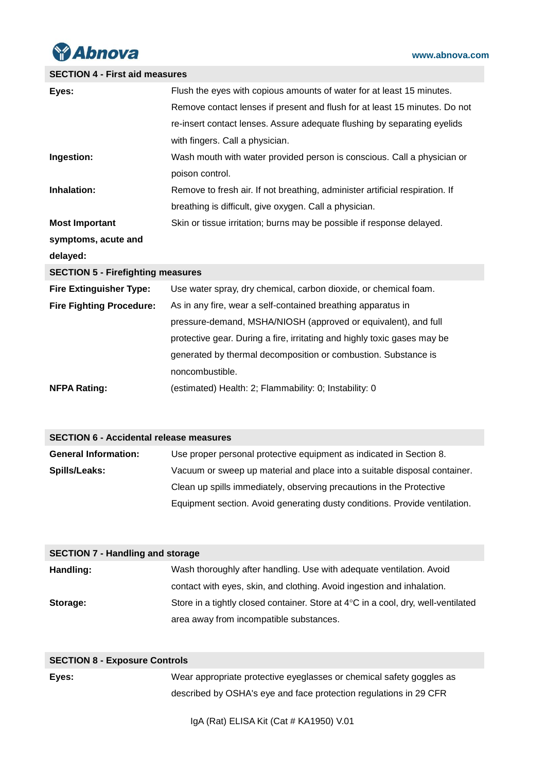## SECTION 4 - First aid measures

| | |
|---|---|
| **Eyes:** | Flush the eyes with copious amounts of water for at least 15 minutes. Remove contact lenses if present and flush for at least 15 minutes. Do not re-insert contact lenses. Assure adequate flushing by separating eyelids with fingers. Call a physician. |
| **Ingestion:** | Wash mouth with water provided person is conscious. Call a physician or poison control. |
| **Inhalation:** | Remove to fresh air. If not breathing, administer artificial respiration. If breathing is difficult, give oxygen. Call a physician. |
| **Most Important symptoms, acute and delayed:** | Skin or tissue irritation; burns may be possible if response delayed. |

## SECTION 5 - Firefighting measures

| | |
|---|---|
| **Fire Extinguisher Type:** | Use water spray, dry chemical, carbon dioxide, or chemical foam. |
| **Fire Fighting Procedure:** | As in any fire, wear a self-contained breathing apparatus in pressure-demand, MSHA/NIOSH (approved or equivalent), and full protective gear. During a fire, irritating and highly toxic gases may be generated by thermal decomposition or combustion. Substance is noncombustible. |
| **NFPA Rating:** | (estimated) Health: 2; Flammability: 0; Instability: 0 |

## SECTION 6 - Accidental release measures

| | |
|---|---|
| **General Information:** | Use proper personal protective equipment as indicated in Section 8. |
| **Spills/Leaks:** | Vacuum or sweep up material and place into a suitable disposal container. Clean up spills immediately, observing precautions in the Protective Equipment section. Avoid generating dusty conditions. Provide ventilation. |

## SECTION 7 - Handling and storage

| | |
|---|---|
| **Handling:** | Wash thoroughly after handling. Use with adequate ventilation. Avoid contact with eyes, skin, and clothing. Avoid ingestion and inhalation. |
| **Storage:** | Store in a tightly closed container. Store at 4°C in a cool, dry, well-ventilated area away from incompatible substances. |

## SECTION 8 - Exposure Controls

| | |
|---|---|
| **Eyes:** | Wear appropriate protective eyeglasses or chemical safety goggles as described by OSHA's eye and face protection regulations in 29 CFR |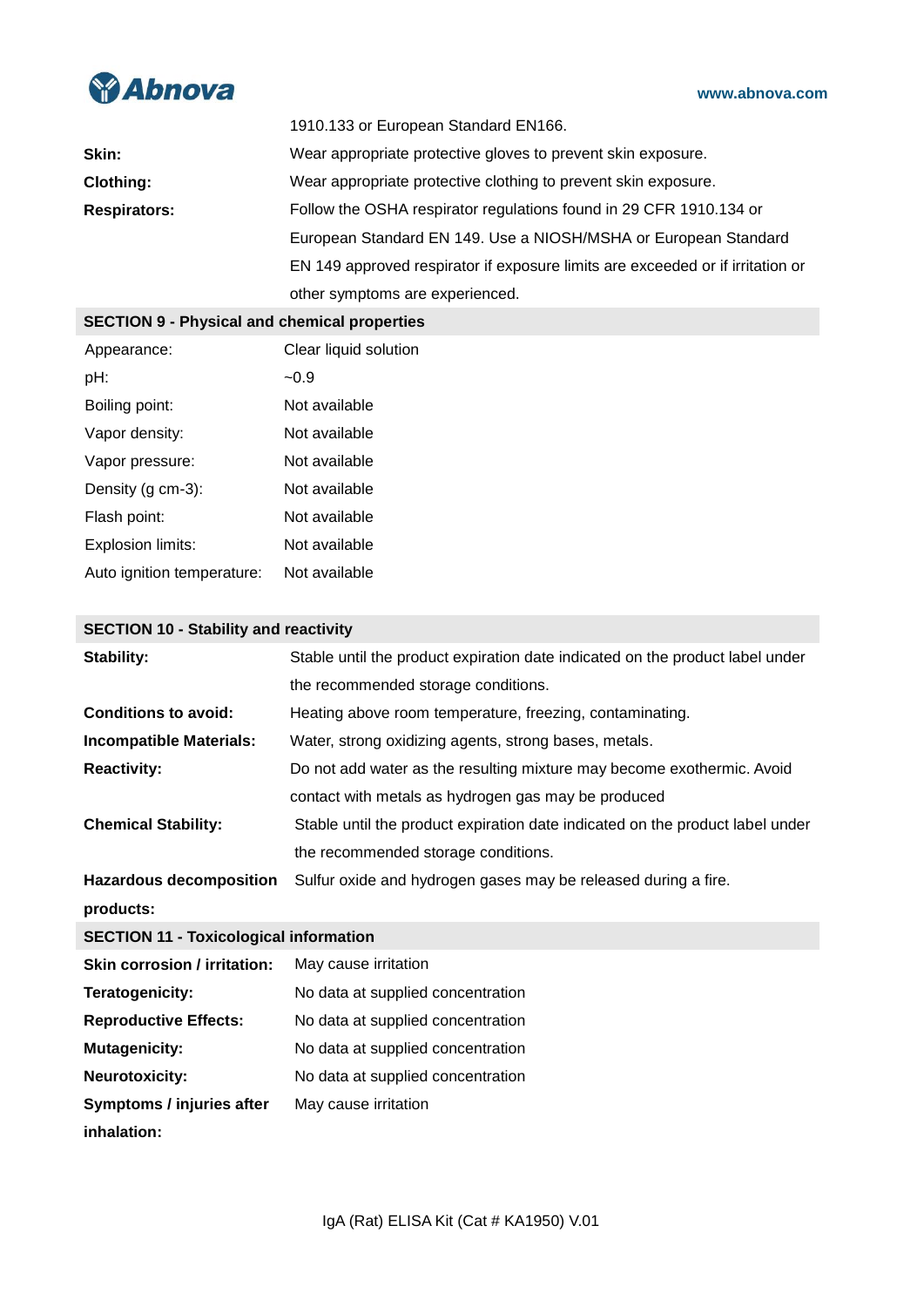| | |
|---|---|
| | 1910.133 or European Standard EN166. |
| **Skin:** | Wear appropriate protective gloves to prevent skin exposure. |
| **Clothing:** | Wear appropriate protective clothing to prevent skin exposure. |
| **Respirators:** | Follow the OSHA respirator regulations found in 29 CFR 1910.134 or European Standard EN 149. Use a NIOSH/MSHA or European Standard EN 149 approved respirator if exposure limits are exceeded or if irritation or other symptoms are experienced. |

## SECTION 9 - Physical and chemical properties

| | |
|---|---|
| Appearance: | Clear liquid solution |
| pH: | ~0.9 |
| Boiling point: | Not available |
| Vapor density: | Not available |
| Vapor pressure: | Not available |
| Density (g cm-3): | Not available |
| Flash point: | Not available |
| Explosion limits: | Not available |
| Auto ignition temperature: | Not available |

## SECTION 10 - Stability and reactivity

| | |
|---|---|
| **Stability:** | Stable until the product expiration date indicated on the product label under the recommended storage conditions. |
| **Conditions to avoid:** | Heating above room temperature, freezing, contaminating. |
| **Incompatible Materials:** | Water, strong oxidizing agents, strong bases, metals. |
| **Reactivity:** | Do not add water as the resulting mixture may become exothermic. Avoid contact with metals as hydrogen gas may be produced |
| **Chemical Stability:** | Stable until the product expiration date indicated on the product label under the recommended storage conditions. |
| **Hazardous decomposition products:** | Sulfur oxide and hydrogen gases may be released during a fire. |

## SECTION 11 - Toxicological information

| | |
|---|---|
| **Skin corrosion / irritation:** | May cause irritation |
| **Teratogenicity:** | No data at supplied concentration |
| **Reproductive Effects:** | No data at supplied concentration |
| **Mutagenicity:** | No data at supplied concentration |
| **Neurotoxicity:** | No data at supplied concentration |
| **Symptoms / injuries after inhalation:** | May cause irritation |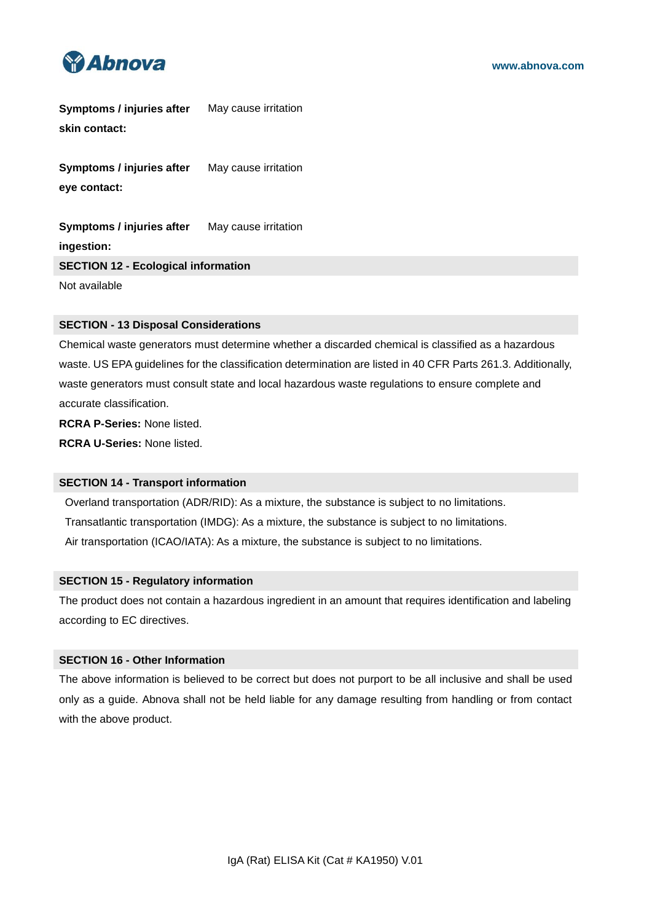**Symptoms / injuries after skin contact:** May cause irritation

**Symptoms / injuries after eye contact:** May cause irritation

**Symptoms / injuries after ingestion:** May cause irritation

## SECTION 12 - Ecological information

Not available

## SECTION - 13 Disposal Considerations

Chemical waste generators must determine whether a discarded chemical is classified as a hazardous waste. US EPA guidelines for the classification determination are listed in 40 CFR Parts 261.3. Additionally, waste generators must consult state and local hazardous waste regulations to ensure complete and accurate classification.

**RCRA P-Series:** None listed.

**RCRA U-Series:** None listed.

## SECTION 14 - Transport information

Overland transportation (ADR/RID): As a mixture, the substance is subject to no limitations.

Transatlantic transportation (IMDG): As a mixture, the substance is subject to no limitations.

Air transportation (ICAO/IATA): As a mixture, the substance is subject to no limitations.

## SECTION 15 - Regulatory information

The product does not contain a hazardous ingredient in an amount that requires identification and labeling according to EC directives.

## SECTION 16 - Other Information

The above information is believed to be correct but does not purport to be all inclusive and shall be used only as a guide. Abnova shall not be held liable for any damage resulting from handling or from contact with the above product.